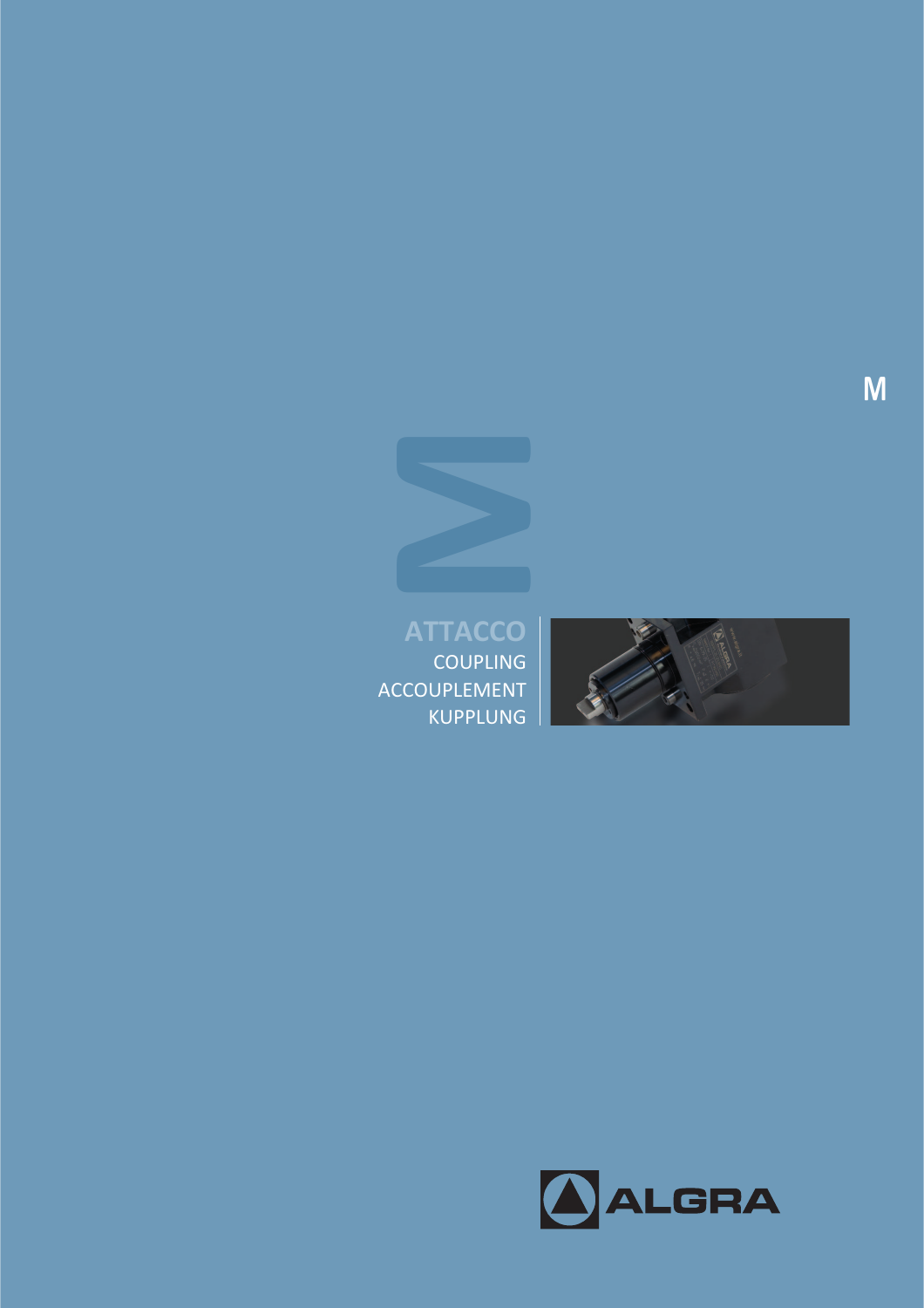# M

ATTACCO
COUPLING
ACCOUPLEMENT
KUPPLUNG

ALGRA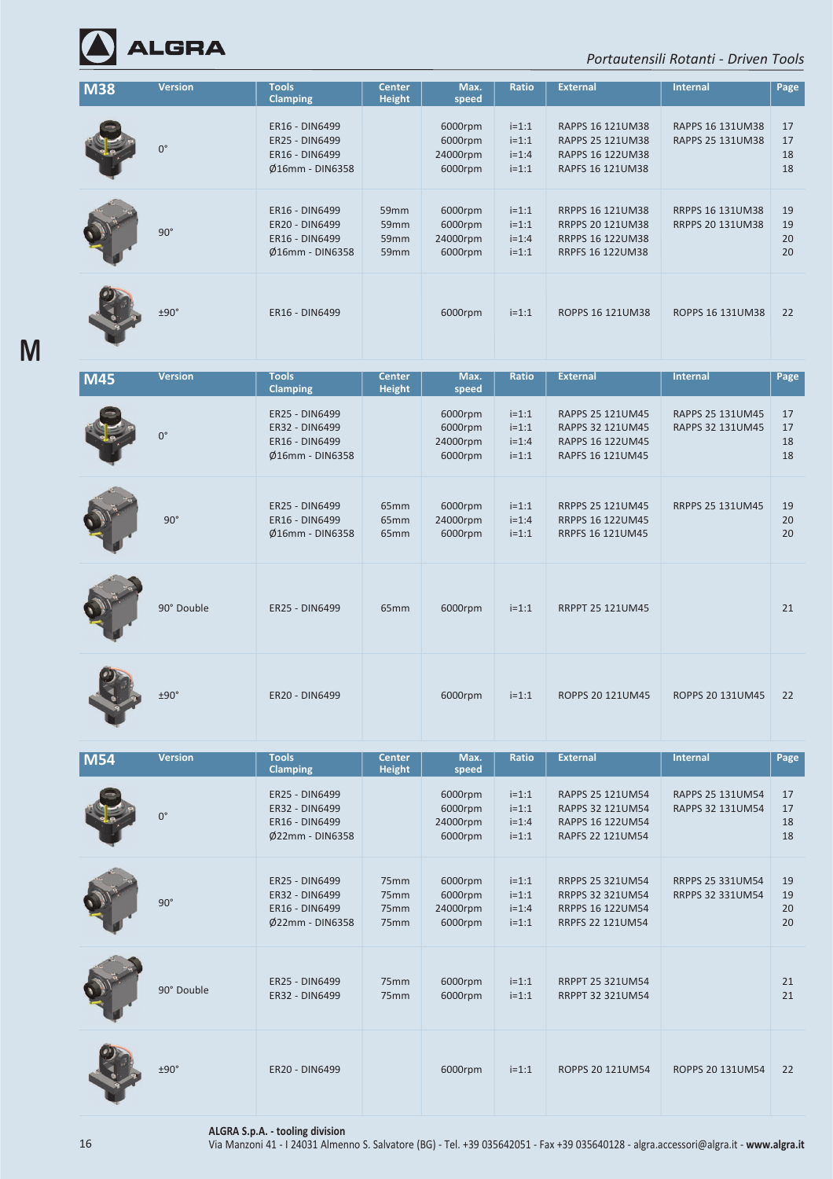Portautensili Rotanti - *Driven Tools*

## M38

| Version | Tools Clamping | Center Height | Max. speed | Ratio | External | Internal | Page |
|---|---|---|---|---|---|---|---|
| 0° | ER16 - DIN6499 | | 6000rpm | i=1:1 | RAPPS 16 121UM38 | RAPPS 16 131UM38 | 17 |
| | ER25 - DIN6499 | | 6000rpm | i=1:1 | RAPPS 25 121UM38 | RAPPS 25 131UM38 | 17 |
| | ER16 - DIN6499 | | 24000rpm | i=1:4 | RAPPS 16 122UM38 | | 18 |
| | Ø16mm - DIN6358 | | 6000rpm | i=1:1 | RAPFS 16 121UM38 | | 18 |
| 90° | ER16 - DIN6499 | 59mm | 6000rpm | i=1:1 | RRPPS 16 121UM38 | RRPPS 16 131UM38 | 19 |
| | ER20 - DIN6499 | 59mm | 6000rpm | i=1:1 | RRPPS 20 121UM38 | RRPPS 20 131UM38 | 19 |
| | ER16 - DIN6499 | 59mm | 24000rpm | i=1:4 | RRPPS 16 122UM38 | | 20 |
| | Ø16mm - DIN6358 | 59mm | 6000rpm | i=1:1 | RRPFS 16 122UM38 | | 20 |
| ±90° | ER16 - DIN6499 | | 6000rpm | i=1:1 | ROPPS 16 121UM38 | ROPPS 16 131UM38 | 22 |

M

## M45

| Version | Tools Clamping | Center Height | Max. speed | Ratio | External | Internal | Page |
|---|---|---|---|---|---|---|---|
| 0° | ER25 - DIN6499 | | 6000rpm | i=1:1 | RAPPS 25 121UM45 | RAPPS 25 131UM45 | 17 |
| | ER32 - DIN6499 | | 6000rpm | i=1:1 | RAPPS 32 121UM45 | RAPPS 32 131UM45 | 17 |
| | ER16 - DIN6499 | | 24000rpm | i=1:4 | RAPPS 16 122UM45 | | 18 |
| | Ø16mm - DIN6358 | | 6000rpm | i=1:1 | RAPFS 16 121UM45 | | 18 |
| 90° | ER25 - DIN6499 | 65mm | 6000rpm | i=1:1 | RRPPS 25 121UM45 | RRPPS 25 131UM45 | 19 |
| | ER16 - DIN6499 | 65mm | 24000rpm | i=1:4 | RRPPS 16 122UM45 | | 20 |
| | Ø16mm - DIN6358 | 65mm | 6000rpm | i=1:1 | RRPFS 16 121UM45 | | 20 |
| 90° Double | ER25 - DIN6499 | 65mm | 6000rpm | i=1:1 | RRPPT 25 121UM45 | | 21 |
| ±90° | ER20 - DIN6499 | | 6000rpm | i=1:1 | ROPPS 20 121UM45 | ROPPS 20 131UM45 | 22 |

## M54

| Version | Tools Clamping | Center Height | Max. speed | Ratio | External | Internal | Page |
|---|---|---|---|---|---|---|---|
| 0° | ER25 - DIN6499 | | 6000rpm | i=1:1 | RAPPS 25 121UM54 | RAPPS 25 131UM54 | 17 |
| | ER32 - DIN6499 | | 6000rpm | i=1:1 | RAPPS 32 121UM54 | RAPPS 32 131UM54 | 17 |
| | ER16 - DIN6499 | | 24000rpm | i=1:4 | RAPPS 16 122UM54 | | 18 |
| | Ø22mm - DIN6358 | | 6000rpm | i=1:1 | RAPFS 22 121UM54 | | 18 |
| 90° | ER25 - DIN6499 | 75mm | 6000rpm | i=1:1 | RRPPS 25 321UM54 | RRPPS 25 331UM54 | 19 |
| | ER32 - DIN6499 | 75mm | 6000rpm | i=1:1 | RRPPS 32 321UM54 | RRPPS 32 331UM54 | 19 |
| | ER16 - DIN6499 | 75mm | 24000rpm | i=1:4 | RRPPS 16 122UM54 | | 20 |
| | Ø22mm - DIN6358 | 75mm | 6000rpm | i=1:1 | RRPFS 22 121UM54 | | 20 |
| 90° Double | ER25 - DIN6499 | 75mm | 6000rpm | i=1:1 | RRPPT 25 321UM54 | | 21 |
| | ER32 - DIN6499 | 75mm | 6000rpm | i=1:1 | RRPPT 32 321UM54 | | 21 |
| ±90° | ER20 - DIN6499 | | 6000rpm | i=1:1 | ROPPS 20 121UM54 | ROPPS 20 131UM54 | 22 |

**ALGRA S.p.A. - tooling division**
Via Manzoni 41 - I 24031 Almenno S. Salvatore (BG) - Tel. +39 035642051 - Fax +39 035640128 - algra.accessori@algra.it - **www.algra.it**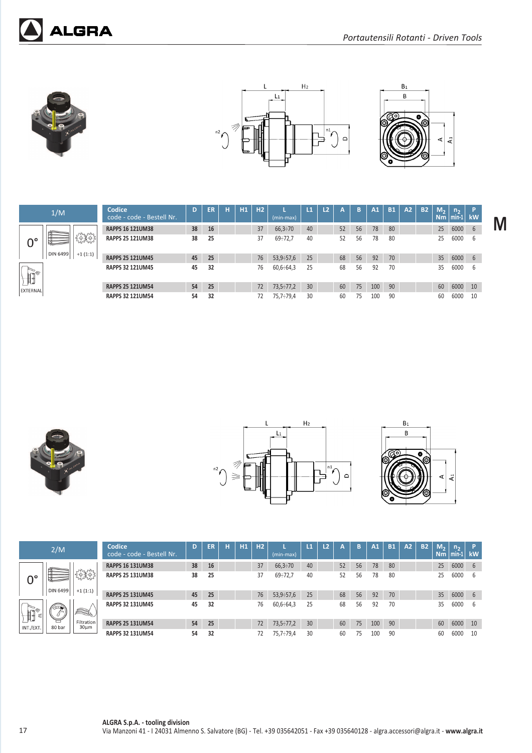| 1/M | | | Codice code - code - Bestell Nr. | D | ER | H | H1 | H2 | L (min-max) | L1 | L2 | A | B | A1 | B1 | A2 | B2 | $M_2$ Nm | $n_2$ min-1 | P kW |
|---|---|---|---|---|---|---|---|---|---|---|---|---|---|---|---|---|---|---|---|---|
| 0° | DIN 6499 | +1 (1:1) | RAPPS 16 121UM38 | 38 | 16 | | | 37 | 66,3÷70 | 40 | | 52 | 56 | 78 | 80 | | | 25 | 6000 | 6 |
| | | | RAPPS 25 121UM38 | 38 | 25 | | | 37 | 69÷72,7 | 40 | | 52 | 56 | 78 | 80 | | | 25 | 6000 | 6 |
| EXTERNAL | | | RAPPS 25 121UM45 | 45 | 25 | | | 76 | 53,9÷57,6 | 25 | | 68 | 56 | 92 | 70 | | | 35 | 6000 | 6 |
| | | | RAPPS 32 121UM45 | 45 | 32 | | | 76 | 60,6÷64,3 | 25 | | 68 | 56 | 92 | 70 | | | 35 | 6000 | 6 |
| | | | RAPPS 25 121UM54 | 54 | 25 | | | 72 | 73,5÷77,2 | 30 | | 60 | 75 | 100 | 90 | | | 60 | 6000 | 10 |
| | | | RAPPS 32 121UM54 | 54 | 32 | | | 72 | 75,7÷79,4 | 30 | | 60 | 75 | 100 | 90 | | | 60 | 6000 | 10 |

| 2/M | | | Codice code - code - Bestell Nr. | D | ER | H | H1 | H2 | L (min-max) | L1 | L2 | A | B | A1 | B1 | A2 | B2 | $M_2$ Nm | $n_2$ min-1 | P kW |
|---|---|---|---|---|---|---|---|---|---|---|---|---|---|---|---|---|---|---|---|---|
| 0° | DIN 6499 | +1 (1:1) | RAPPS 16 131UM38 | 38 | 16 | | | 37 | 66,3÷70 | 40 | | 52 | 56 | 78 | 80 | | | 25 | 6000 | 6 |
| | | | RAPPS 25 131UM38 | 38 | 25 | | | 37 | 69÷72,7 | 40 | | 52 | 56 | 78 | 80 | | | 25 | 6000 | 6 |
| INT./EXT. | 80 bar | Filtration 30µm | RAPPS 25 131UM45 | 45 | 25 | | | 76 | 53,9÷57,6 | 25 | | 68 | 56 | 92 | 70 | | | 35 | 6000 | 6 |
| | | | RAPPS 32 131UM45 | 45 | 32 | | | 76 | 60,6÷64,3 | 25 | | 68 | 56 | 92 | 70 | | | 35 | 6000 | 6 |
| | | | RAPPS 25 131UM54 | 54 | 25 | | | 72 | 73,5÷77,2 | 30 | | 60 | 75 | 100 | 90 | | | 60 | 6000 | 10 |
| | | | RAPPS 32 131UM54 | 54 | 32 | | | 72 | 75,7÷79,4 | 30 | | 60 | 75 | 100 | 90 | | | 60 | 6000 | 10 |

**ALGRA S.p.A. - tooling division**
Via Manzoni 41 - I 24031 Almenno S. Salvatore (BG) - Tel. +39 035642051 - Fax +39 035640128 - algra.accessori@algra.it - **www.algra.it**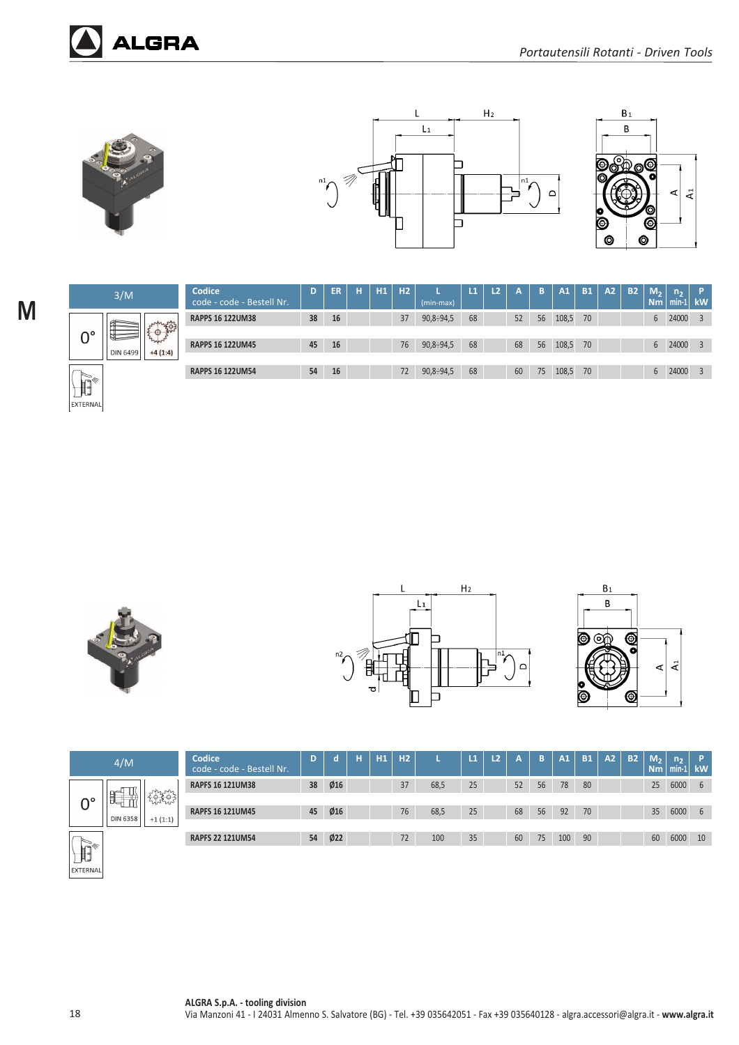## 3/M

0° — DIN 6499 — +4 (1:4) — EXTERNAL

| Codice<br>code - code - Bestell Nr. | D | ER | H | H1 | H2 | L<br>(min-max) | L1 | L2 | A | B | A1 | B1 | A2 | B2 | $M_2$<br>Nm | $n_2$<br>min-1 | P<br>kW |
|---|---|---|---|---|---|---|---|---|---|---|---|---|---|---|---|---|---|
| RAPPS 16 122UM38 | 38 | 16 | | | 37 | 90,8÷94,5 | 68 | | 52 | 56 | 108,5 | 70 | | | 6 | 24000 | 3 |
| RAPPS 16 122UM45 | 45 | 16 | | | 76 | 90,8÷94,5 | 68 | | 68 | 56 | 108,5 | 70 | | | 6 | 24000 | 3 |
| RAPPS 16 122UM54 | 54 | 16 | | | 72 | 90,8÷94,5 | 68 | | 60 | 75 | 108,5 | 70 | | | 6 | 24000 | 3 |

## 4/M

0° — DIN 6358 — +1 (1:1) — EXTERNAL

| Codice<br>code - code - Bestell Nr. | D | d | H | H1 | H2 | L | L1 | L2 | A | B | A1 | B1 | A2 | B2 | $M_2$<br>Nm | $n_2$<br>min-1 | P<br>kW |
|---|---|---|---|---|---|---|---|---|---|---|---|---|---|---|---|---|---|
| RAPFS 16 121UM38 | 38 | Ø16 | | | 37 | 68,5 | 25 | | 52 | 56 | 78 | 80 | | | 25 | 6000 | 6 |
| RAPFS 16 121UM45 | 45 | Ø16 | | | 76 | 68,5 | 25 | | 68 | 56 | 92 | 70 | | | 35 | 6000 | 6 |
| RAPFS 22 121UM54 | 54 | Ø22 | | | 72 | 100 | 35 | | 60 | 75 | 100 | 90 | | | 60 | 6000 | 10 |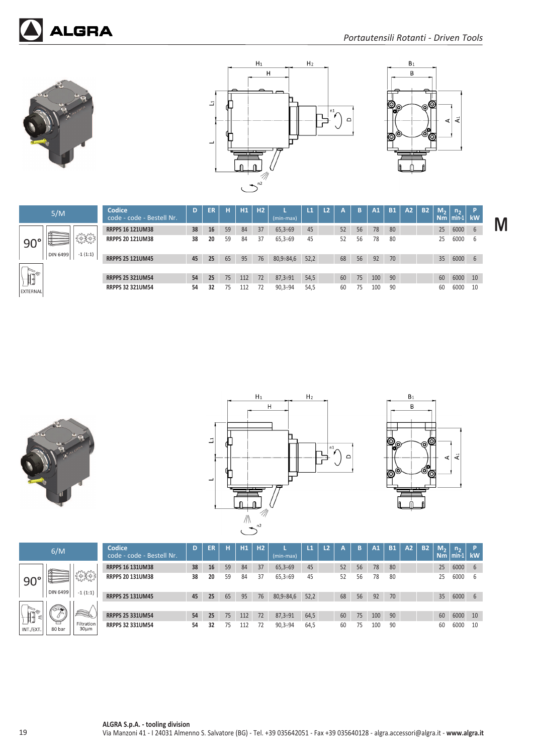## 5/M

90° — DIN 6499 — -1 (1:1) — EXTERNAL

| Codice code - code - Bestell Nr. | D | ER | H | H1 | H2 | L (min-max) | L1 | L2 | A | B | A1 | B1 | A2 | B2 | $M_2$ Nm | $n_2$ min-1 | P kW |
|---|---|---|---|---|---|---|---|---|---|---|---|---|---|---|---|---|---|
| RRPPS 16 121UM38 | 38 | 16 | 59 | 84 | 37 | 65,3÷69 | 45 | | 52 | 56 | 78 | 80 | | | 25 | 6000 | 6 |
| RRPPS 20 121UM38 | 38 | 20 | 59 | 84 | 37 | 65,3÷69 | 45 | | 52 | 56 | 78 | 80 | | | 25 | 6000 | 6 |
| RRPPS 25 121UM45 | 45 | 25 | 65 | 95 | 76 | 80,9÷84,6 | 52,2 | | 68 | 56 | 92 | 70 | | | 35 | 6000 | 6 |
| RRPPS 25 321UM54 | 54 | 25 | 75 | 112 | 72 | 87,3÷91 | 54,5 | | 60 | 75 | 100 | 90 | | | 60 | 6000 | 10 |
| RRPPS 32 321UM54 | 54 | 32 | 75 | 112 | 72 | 90,3÷94 | 54,5 | | 60 | 75 | 100 | 90 | | | 60 | 6000 | 10 |

## 6/M

90° — DIN 6499 — -1 (1:1) — INT./EXT. — 80 bar — Filtration 30µm

| Codice code - code - Bestell Nr. | D | ER | H | H1 | H2 | L (min-max) | L1 | L2 | A | B | A1 | B1 | A2 | B2 | $M_2$ Nm | $n_2$ min-1 | P kW |
|---|---|---|---|---|---|---|---|---|---|---|---|---|---|---|---|---|---|
| RRPPS 16 131UM38 | 38 | 16 | 59 | 84 | 37 | 65,3÷69 | 45 | | 52 | 56 | 78 | 80 | | | 25 | 6000 | 6 |
| RRPPS 20 131UM38 | 38 | 20 | 59 | 84 | 37 | 65,3÷69 | 45 | | 52 | 56 | 78 | 80 | | | 25 | 6000 | 6 |
| RRPPS 25 131UM45 | 45 | 25 | 65 | 95 | 76 | 80,9÷84,6 | 52,2 | | 68 | 56 | 92 | 70 | | | 35 | 6000 | 6 |
| RRPPS 25 331UM54 | 54 | 25 | 75 | 112 | 72 | 87,3÷91 | 64,5 | | 60 | 75 | 100 | 90 | | | 60 | 6000 | 10 |
| RRPPS 32 331UM54 | 54 | 32 | 75 | 112 | 72 | 90,3÷94 | 64,5 | | 60 | 75 | 100 | 90 | | | 60 | 6000 | 10 |

**ALGRA S.p.A. - tooling division**
Via Manzoni 41 - I 24031 Almenno S. Salvatore (BG) - Tel. +39 035642051 - Fax +39 035640128 - algra.accessori@algra.it - **www.algra.it**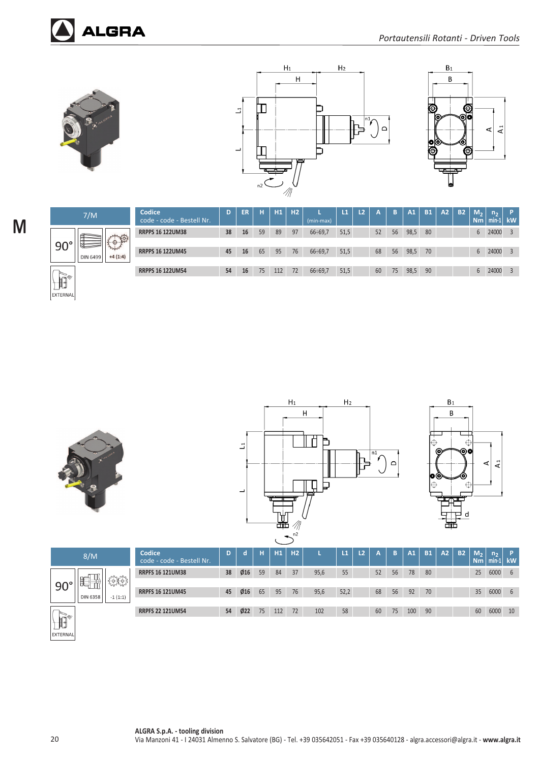M

## 7/M

90° | DIN 6499 | +4 (1:4) | EXTERNAL

| Codice<br>code - code - Bestell Nr. | D | ER | H | H1 | H2 | L<br>(min-max) | L1 | L2 | A | B | A1 | B1 | A2 | B2 | $M_2$<br>Nm | $n_2$<br>min-1 | P<br>kW |
|---|---|---|---|---|---|---|---|---|---|---|---|---|---|---|---|---|---|
| RRPPS 16 122UM38 | 38 | 16 | 59 | 89 | 97 | 66÷69,7 | 51,5 | | 52 | 56 | 98,5 | 80 | | | 6 | 24000 | 3 |
| RRPPS 16 122UM45 | 45 | 16 | 65 | 95 | 76 | 66÷69,7 | 51,5 | | 68 | 56 | 98,5 | 70 | | | 6 | 24000 | 3 |
| RRPPS 16 122UM54 | 54 | 16 | 75 | 112 | 72 | 66÷69,7 | 51,5 | | 60 | 75 | 98,5 | 90 | | | 6 | 24000 | 3 |

## 8/M

90° | DIN 6358 | -1 (1:1) | EXTERNAL

| Codice<br>code - code - Bestell Nr. | D | d | H | H1 | H2 | L | L1 | L2 | A | B | A1 | B1 | A2 | B2 | $M_2$<br>Nm | $n_2$<br>min-1 | P<br>kW |
|---|---|---|---|---|---|---|---|---|---|---|---|---|---|---|---|---|---|
| RRPFS 16 121UM38 | 38 | Ø16 | 59 | 84 | 37 | 95,6 | 55 | | 52 | 56 | 78 | 80 | | | 25 | 6000 | 6 |
| RRPFS 16 121UM45 | 45 | Ø16 | 65 | 95 | 76 | 95,6 | 52,2 | | 68 | 56 | 92 | 70 | | | 35 | 6000 | 6 |
| RRPFS 22 121UM54 | 54 | Ø22 | 75 | 112 | 72 | 102 | 58 | | 60 | 75 | 100 | 90 | | | 60 | 6000 | 10 |

**ALGRA S.p.A. - tooling division**
Via Manzoni 41 - I 24031 Almenno S. Salvatore (BG) - Tel. +39 035642051 - Fax +39 035640128 - algra.accessori@algra.it - **www.algra.it**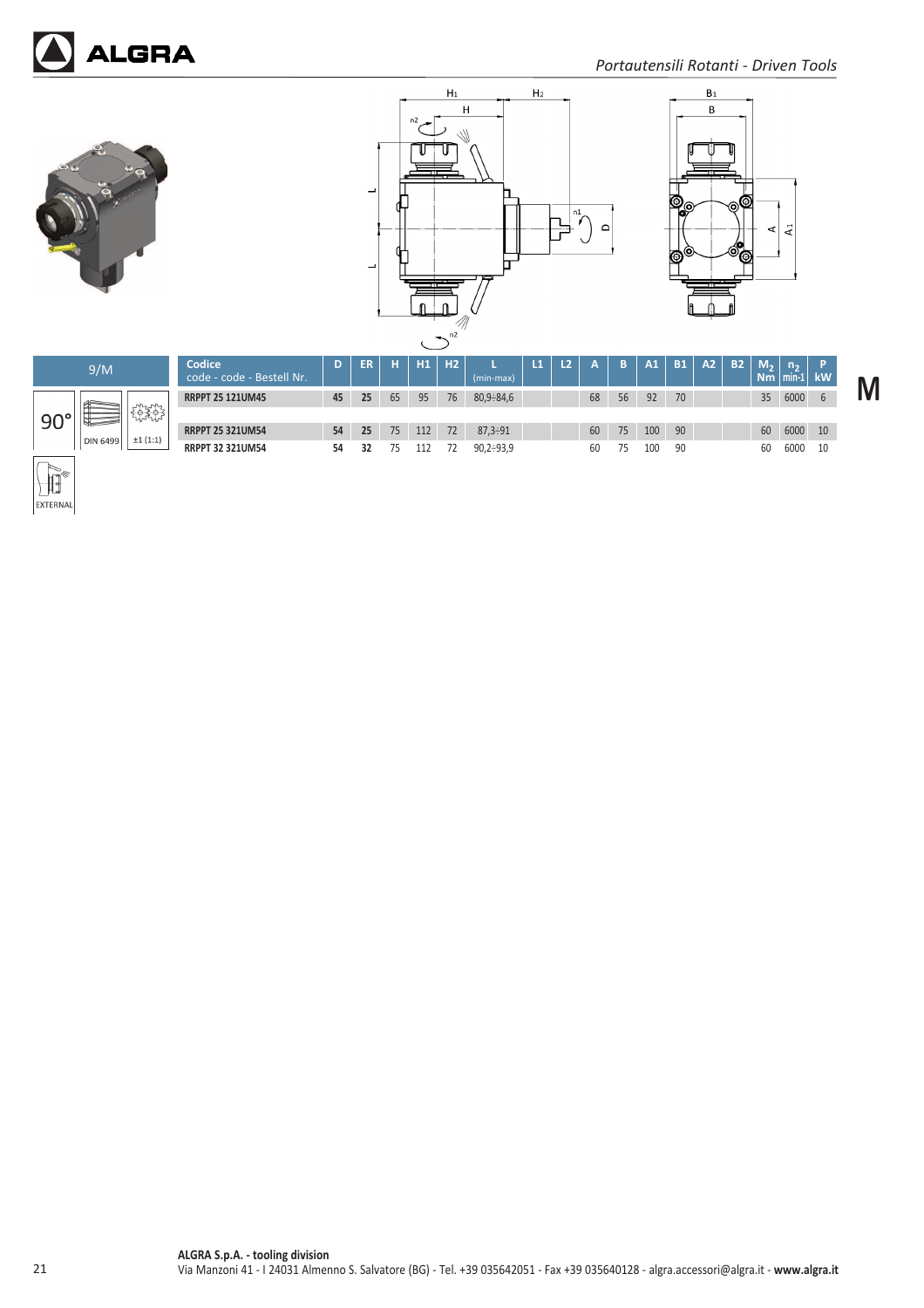*Portautensili Rotanti - Driven Tools*

**M**

| 9/M | | | Codice code - code - Bestell Nr. | D | ER | H | H1 | H2 | L (min-max) | L1 | L2 | A | B | A1 | B1 | A2 | B2 | $M_2$ Nm | $n_2$ min-1 | P kW |
|---|---|---|---|---|---|---|---|---|---|---|---|---|---|---|---|---|---|---|---|---|
| 90° | DIN 6499 | ±1 (1:1) | **RRPPT 25 121UM45** | **45** | **25** | 65 | 95 | 76 | 80,9÷84,6 | | | 68 | 56 | 92 | 70 | | | 35 | 6000 | 6 |
| | | | **RRPPT 25 321UM54** | **54** | **25** | 75 | 112 | 72 | 87,3÷91 | | | 60 | 75 | 100 | 90 | | | 60 | 6000 | 10 |
| | | | **RRPPT 32 321UM54** | **54** | **32** | 75 | 112 | 72 | 90,2÷93,9 | | | 60 | 75 | 100 | 90 | | | 60 | 6000 | 10 |

EXTERNAL

**ALGRA S.p.A. - tooling division**
Via Manzoni 41 - I 24031 Almenno S. Salvatore (BG) - Tel. +39 035642051 - Fax +39 035640128 - algra.accessori@algra.it - **www.algra.it**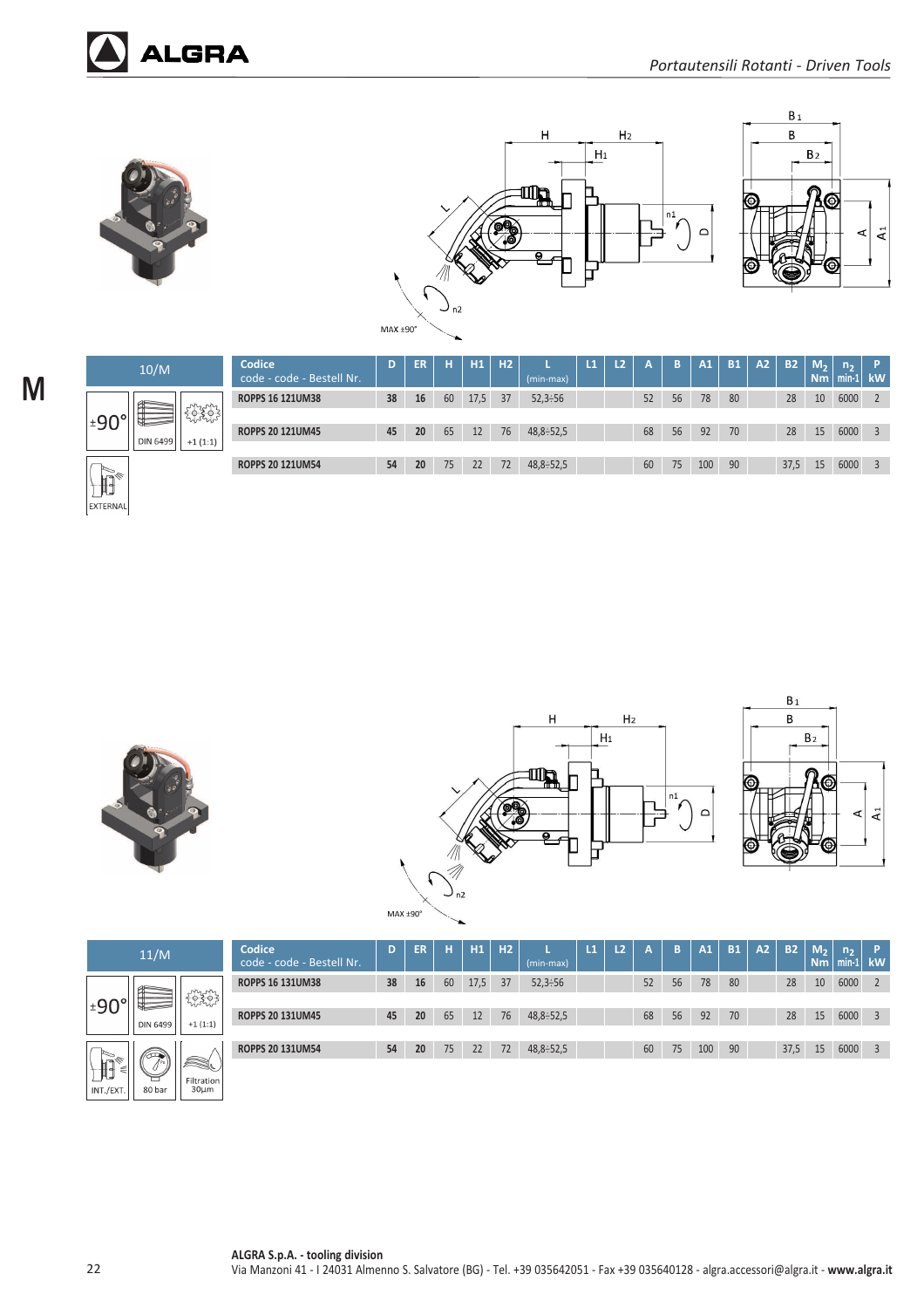Portautensili Rotanti - Driven Tools

M

## 10/M

±90° | DIN 6499 | +1 (1:1) | EXTERNAL

| Codice code - code - Bestell Nr. | D | ER | H | H1 | H2 | L (min-max) | L1 | L2 | A | B | A1 | B1 | A2 | B2 | $M_2$ Nm | $n_2$ min-1 | P kW |
|---|---|---|---|---|---|---|---|---|---|---|---|---|---|---|---|---|---|
| ROPPS 16 121UM38 | 38 | 16 | 60 | 17,5 | 37 | 52,3÷56 | | | 52 | 56 | 78 | 80 | | 28 | 10 | 6000 | 2 |
| ROPPS 20 121UM45 | 45 | 20 | 65 | 12 | 76 | 48,8÷52,5 | | | 68 | 56 | 92 | 70 | | 28 | 15 | 6000 | 3 |
| ROPPS 20 121UM54 | 54 | 20 | 75 | 22 | 72 | 48,8÷52,5 | | | 60 | 75 | 100 | 90 | | 37,5 | 15 | 6000 | 3 |

## 11/M

±90° | DIN 6499 | +1 (1:1) | INT./EXT. | 80 bar | Filtration 30µm

| Codice code - code - Bestell Nr. | D | ER | H | H1 | H2 | L (min-max) | L1 | L2 | A | B | A1 | B1 | A2 | B2 | $M_2$ Nm | $n_2$ min-1 | P kW |
|---|---|---|---|---|---|---|---|---|---|---|---|---|---|---|---|---|---|
| ROPPS 16 131UM38 | 38 | 16 | 60 | 17,5 | 37 | 52,3÷56 | | | 52 | 56 | 78 | 80 | | 28 | 10 | 6000 | 2 |
| ROPPS 20 131UM45 | 45 | 20 | 65 | 12 | 76 | 48,8÷52,5 | | | 68 | 56 | 92 | 70 | | 28 | 15 | 6000 | 3 |
| ROPPS 20 131UM54 | 54 | 20 | 75 | 22 | 72 | 48,8÷52,5 | | | 60 | 75 | 100 | 90 | | 37,5 | 15 | 6000 | 3 |

**ALGRA S.p.A. - tooling division**
Via Manzoni 41 - I 24031 Almenno S. Salvatore (BG) - Tel. +39 035642051 - Fax +39 035640128 - algra.accessori@algra.it - **www.algra.it**